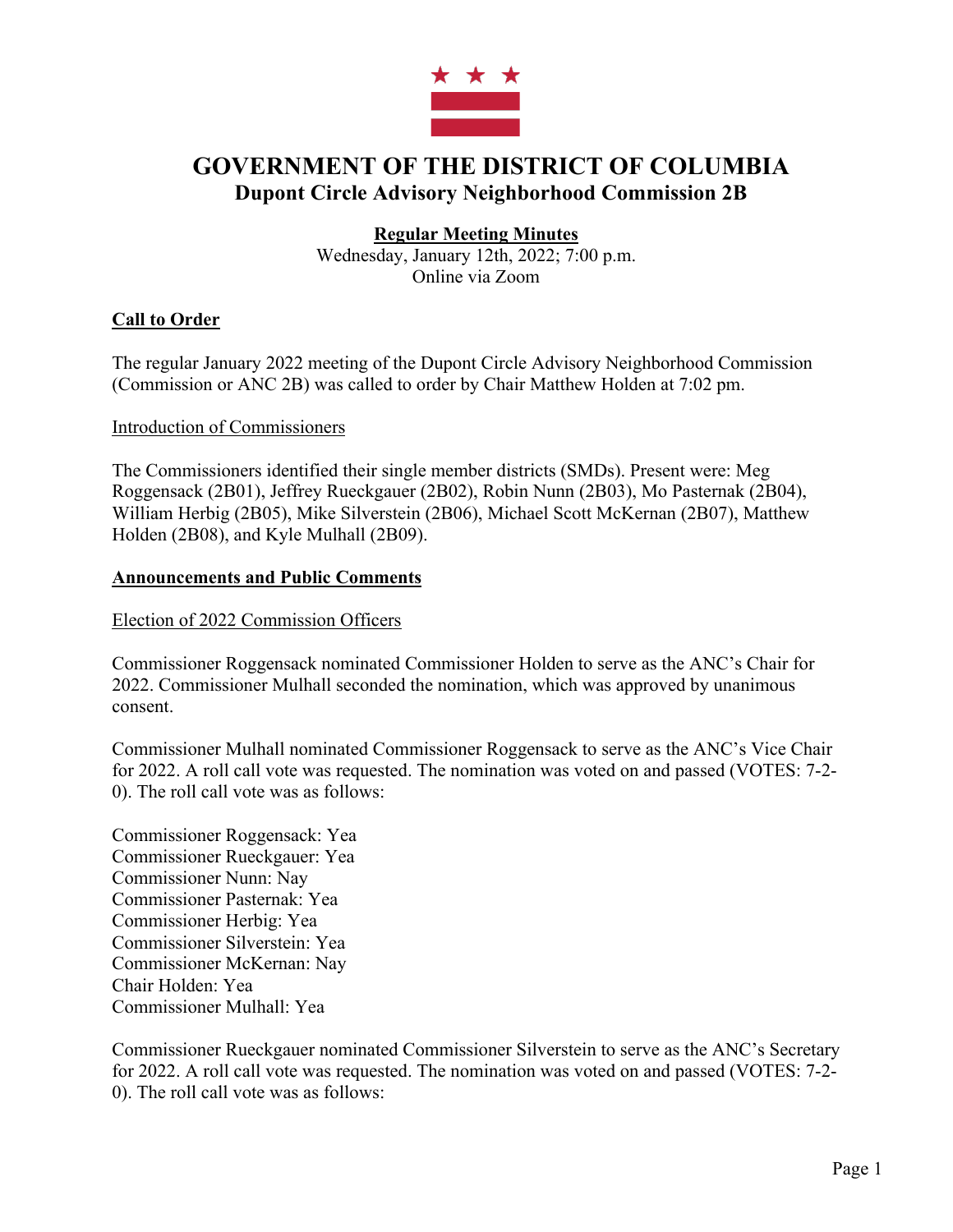# GOVERNMENT OF THE DISTRICT OF COLUMBIA

## Dupont Circle Advisory Neighborhood Commission 2B

**Regular Meeting Minutes**

Wednesday, January 12th, 2022; 7:00 p.m.
Online via Zoom

### Call to Order

The regular January 2022 meeting of the Dupont Circle Advisory Neighborhood Commission (Commission or ANC 2B) was called to order by Chair Matthew Holden at 7:02 pm.

Introduction of Commissioners

The Commissioners identified their single member districts (SMDs). Present were: Meg Roggensack (2B01), Jeffrey Rueckgauer (2B02), Robin Nunn (2B03), Mo Pasternak (2B04), William Herbig (2B05), Mike Silverstein (2B06), Michael Scott McKernan (2B07), Matthew Holden (2B08), and Kyle Mulhall (2B09).

### Announcements and Public Comments

Election of 2022 Commission Officers

Commissioner Roggensack nominated Commissioner Holden to serve as the ANC's Chair for 2022. Commissioner Mulhall seconded the nomination, which was approved by unanimous consent.

Commissioner Mulhall nominated Commissioner Roggensack to serve as the ANC's Vice Chair for 2022. A roll call vote was requested. The nomination was voted on and passed (VOTES: 7-2-0). The roll call vote was as follows:

Commissioner Roggensack: Yea
Commissioner Rueckgauer: Yea
Commissioner Nunn: Nay
Commissioner Pasternak: Yea
Commissioner Herbig: Yea
Commissioner Silverstein: Yea
Commissioner McKernan: Nay
Chair Holden: Yea
Commissioner Mulhall: Yea

Commissioner Rueckgauer nominated Commissioner Silverstein to serve as the ANC's Secretary for 2022. A roll call vote was requested. The nomination was voted on and passed (VOTES: 7-2-0). The roll call vote was as follows: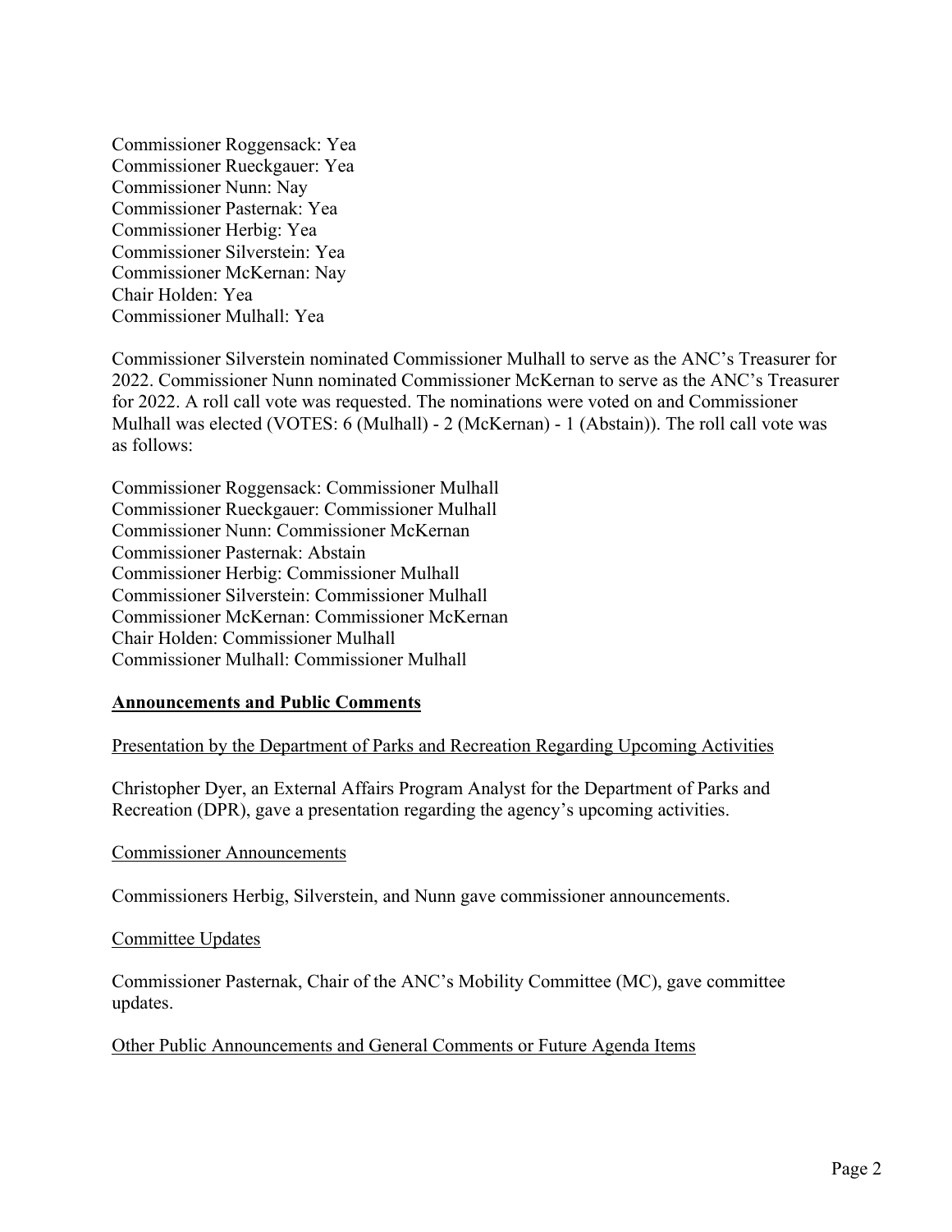Commissioner Roggensack: Yea
Commissioner Rueckgauer: Yea
Commissioner Nunn: Nay
Commissioner Pasternak: Yea
Commissioner Herbig: Yea
Commissioner Silverstein: Yea
Commissioner McKernan: Nay
Chair Holden: Yea
Commissioner Mulhall: Yea

Commissioner Silverstein nominated Commissioner Mulhall to serve as the ANC's Treasurer for 2022. Commissioner Nunn nominated Commissioner McKernan to serve as the ANC's Treasurer for 2022. A roll call vote was requested. The nominations were voted on and Commissioner Mulhall was elected (VOTES: 6 (Mulhall) - 2 (McKernan) - 1 (Abstain)). The roll call vote was as follows:

Commissioner Roggensack: Commissioner Mulhall
Commissioner Rueckgauer: Commissioner Mulhall
Commissioner Nunn: Commissioner McKernan
Commissioner Pasternak: Abstain
Commissioner Herbig: Commissioner Mulhall
Commissioner Silverstein: Commissioner Mulhall
Commissioner McKernan: Commissioner McKernan
Chair Holden: Commissioner Mulhall
Commissioner Mulhall: Commissioner Mulhall

## Announcements and Public Comments

### Presentation by the Department of Parks and Recreation Regarding Upcoming Activities

Christopher Dyer, an External Affairs Program Analyst for the Department of Parks and Recreation (DPR), gave a presentation regarding the agency's upcoming activities.

### Commissioner Announcements

Commissioners Herbig, Silverstein, and Nunn gave commissioner announcements.

### Committee Updates

Commissioner Pasternak, Chair of the ANC's Mobility Committee (MC), gave committee updates.

### Other Public Announcements and General Comments or Future Agenda Items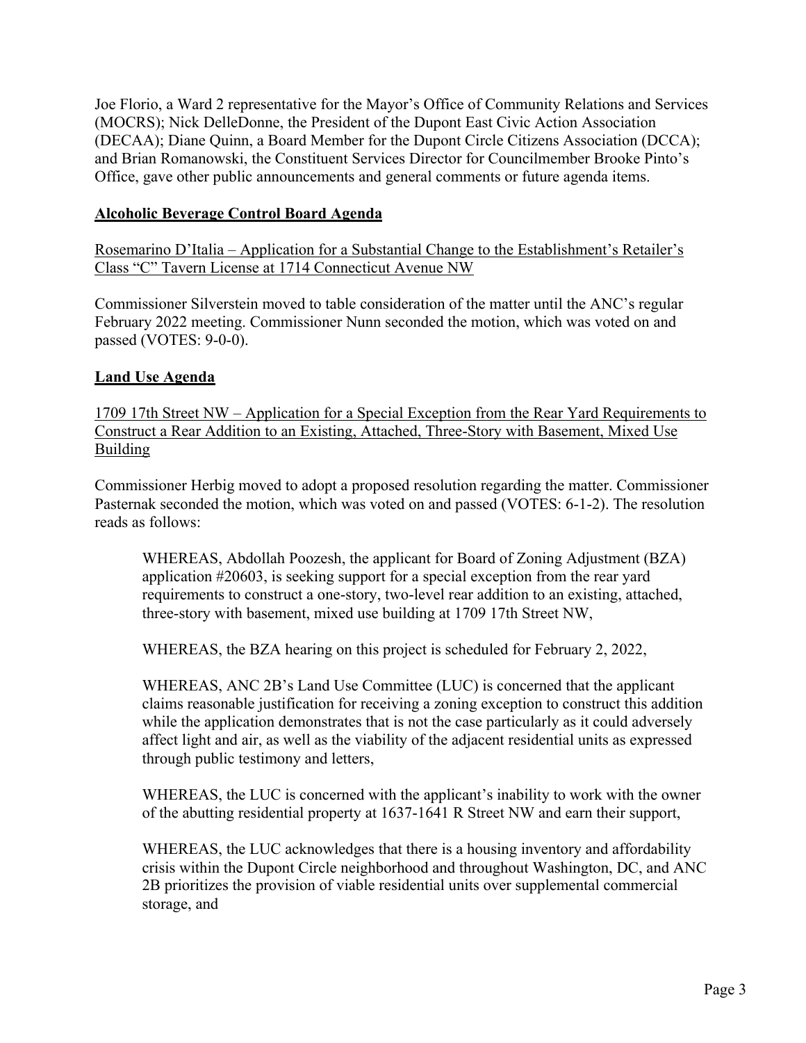Joe Florio, a Ward 2 representative for the Mayor's Office of Community Relations and Services (MOCRS); Nick DelleDonne, the President of the Dupont East Civic Action Association (DECAA); Diane Quinn, a Board Member for the Dupont Circle Citizens Association (DCCA); and Brian Romanowski, the Constituent Services Director for Councilmember Brooke Pinto's Office, gave other public announcements and general comments or future agenda items.

## Alcoholic Beverage Control Board Agenda

Rosemarino D'Italia – Application for a Substantial Change to the Establishment's Retailer's Class "C" Tavern License at 1714 Connecticut Avenue NW

Commissioner Silverstein moved to table consideration of the matter until the ANC's regular February 2022 meeting. Commissioner Nunn seconded the motion, which was voted on and passed (VOTES: 9-0-0).

## Land Use Agenda

1709 17th Street NW – Application for a Special Exception from the Rear Yard Requirements to Construct a Rear Addition to an Existing, Attached, Three-Story with Basement, Mixed Use Building

Commissioner Herbig moved to adopt a proposed resolution regarding the matter. Commissioner Pasternak seconded the motion, which was voted on and passed (VOTES: 6-1-2). The resolution reads as follows:

> WHEREAS, Abdollah Poozesh, the applicant for Board of Zoning Adjustment (BZA) application #20603, is seeking support for a special exception from the rear yard requirements to construct a one-story, two-level rear addition to an existing, attached, three-story with basement, mixed use building at 1709 17th Street NW,
>
> WHEREAS, the BZA hearing on this project is scheduled for February 2, 2022,
>
> WHEREAS, ANC 2B's Land Use Committee (LUC) is concerned that the applicant claims reasonable justification for receiving a zoning exception to construct this addition while the application demonstrates that is not the case particularly as it could adversely affect light and air, as well as the viability of the adjacent residential units as expressed through public testimony and letters,
>
> WHEREAS, the LUC is concerned with the applicant's inability to work with the owner of the abutting residential property at 1637-1641 R Street NW and earn their support,
>
> WHEREAS, the LUC acknowledges that there is a housing inventory and affordability crisis within the Dupont Circle neighborhood and throughout Washington, DC, and ANC 2B prioritizes the provision of viable residential units over supplemental commercial storage, and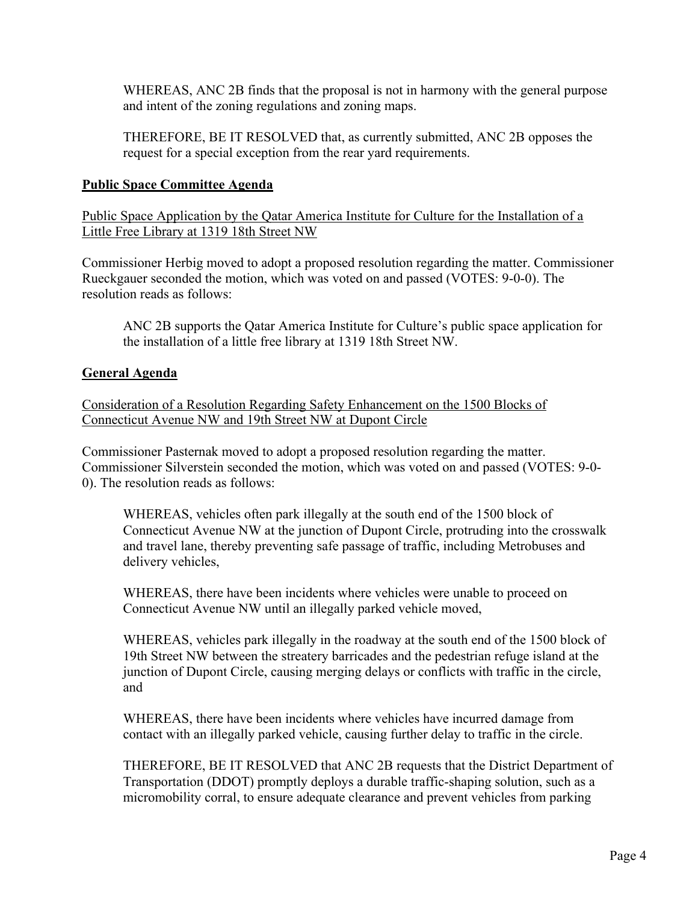WHEREAS, ANC 2B finds that the proposal is not in harmony with the general purpose and intent of the zoning regulations and zoning maps.

THEREFORE, BE IT RESOLVED that, as currently submitted, ANC 2B opposes the request for a special exception from the rear yard requirements.

**Public Space Committee Agenda**

Public Space Application by the Qatar America Institute for Culture for the Installation of a Little Free Library at 1319 18th Street NW

Commissioner Herbig moved to adopt a proposed resolution regarding the matter. Commissioner Rueckgauer seconded the motion, which was voted on and passed (VOTES: 9-0-0). The resolution reads as follows:

> ANC 2B supports the Qatar America Institute for Culture's public space application for the installation of a little free library at 1319 18th Street NW.

**General Agenda**

Consideration of a Resolution Regarding Safety Enhancement on the 1500 Blocks of Connecticut Avenue NW and 19th Street NW at Dupont Circle

Commissioner Pasternak moved to adopt a proposed resolution regarding the matter. Commissioner Silverstein seconded the motion, which was voted on and passed (VOTES: 9-0-0). The resolution reads as follows:

> WHEREAS, vehicles often park illegally at the south end of the 1500 block of Connecticut Avenue NW at the junction of Dupont Circle, protruding into the crosswalk and travel lane, thereby preventing safe passage of traffic, including Metrobuses and delivery vehicles,
>
> WHEREAS, there have been incidents where vehicles were unable to proceed on Connecticut Avenue NW until an illegally parked vehicle moved,
>
> WHEREAS, vehicles park illegally in the roadway at the south end of the 1500 block of 19th Street NW between the streatery barricades and the pedestrian refuge island at the junction of Dupont Circle, causing merging delays or conflicts with traffic in the circle, and
>
> WHEREAS, there have been incidents where vehicles have incurred damage from contact with an illegally parked vehicle, causing further delay to traffic in the circle.
>
> THEREFORE, BE IT RESOLVED that ANC 2B requests that the District Department of Transportation (DDOT) promptly deploys a durable traffic-shaping solution, such as a micromobility corral, to ensure adequate clearance and prevent vehicles from parking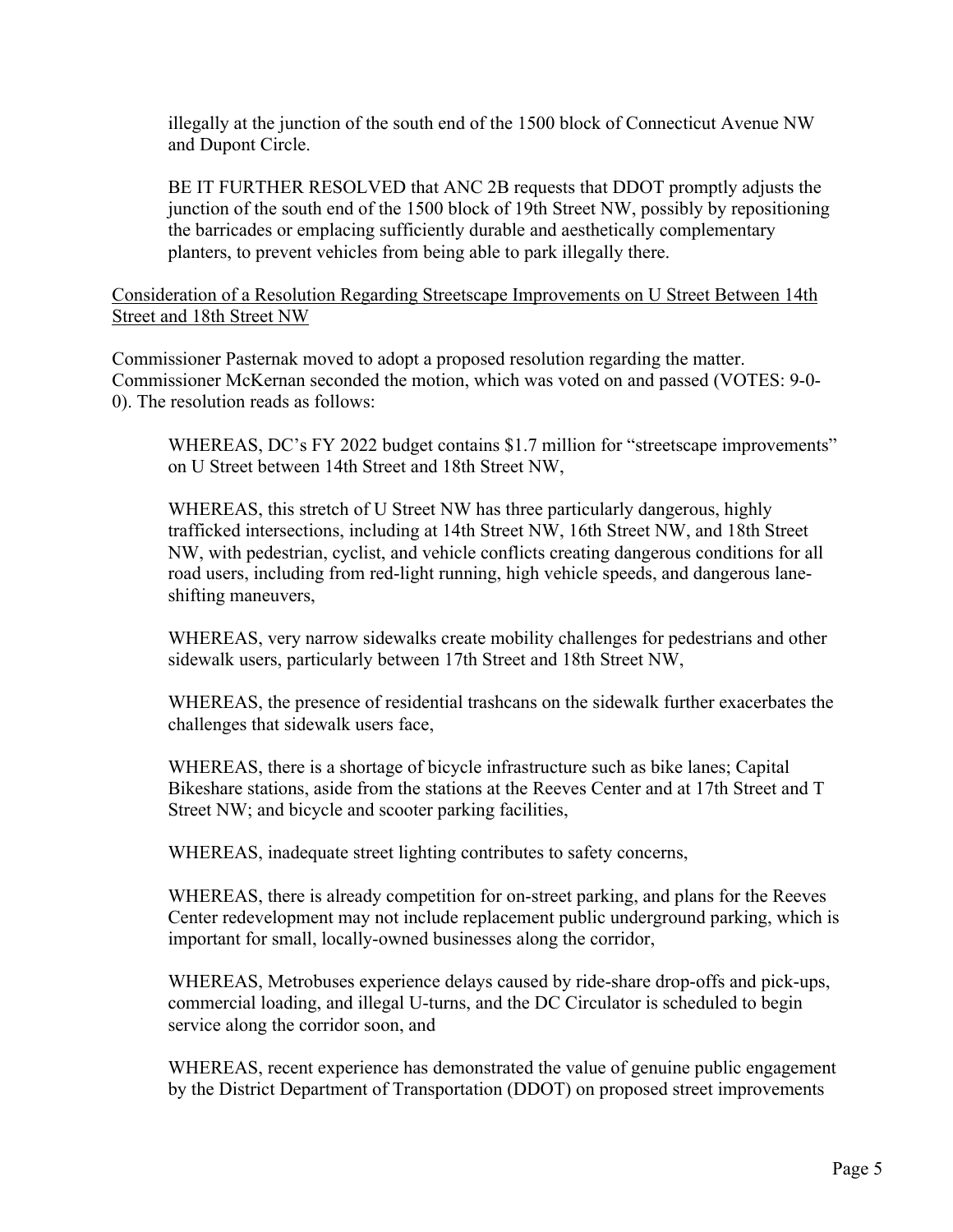illegally at the junction of the south end of the 1500 block of Connecticut Avenue NW and Dupont Circle.

BE IT FURTHER RESOLVED that ANC 2B requests that DDOT promptly adjusts the junction of the south end of the 1500 block of 19th Street NW, possibly by repositioning the barricades or emplacing sufficiently durable and aesthetically complementary planters, to prevent vehicles from being able to park illegally there.

Consideration of a Resolution Regarding Streetscape Improvements on U Street Between 14th Street and 18th Street NW

Commissioner Pasternak moved to adopt a proposed resolution regarding the matter. Commissioner McKernan seconded the motion, which was voted on and passed (VOTES: 9-0-0). The resolution reads as follows:

WHEREAS, DC's FY 2022 budget contains $1.7 million for "streetscape improvements" on U Street between 14th Street and 18th Street NW,

WHEREAS, this stretch of U Street NW has three particularly dangerous, highly trafficked intersections, including at 14th Street NW, 16th Street NW, and 18th Street NW, with pedestrian, cyclist, and vehicle conflicts creating dangerous conditions for all road users, including from red-light running, high vehicle speeds, and dangerous lane-shifting maneuvers,

WHEREAS, very narrow sidewalks create mobility challenges for pedestrians and other sidewalk users, particularly between 17th Street and 18th Street NW,

WHEREAS, the presence of residential trashcans on the sidewalk further exacerbates the challenges that sidewalk users face,

WHEREAS, there is a shortage of bicycle infrastructure such as bike lanes; Capital Bikeshare stations, aside from the stations at the Reeves Center and at 17th Street and T Street NW; and bicycle and scooter parking facilities,

WHEREAS, inadequate street lighting contributes to safety concerns,

WHEREAS, there is already competition for on-street parking, and plans for the Reeves Center redevelopment may not include replacement public underground parking, which is important for small, locally-owned businesses along the corridor,

WHEREAS, Metrobuses experience delays caused by ride-share drop-offs and pick-ups, commercial loading, and illegal U-turns, and the DC Circulator is scheduled to begin service along the corridor soon, and

WHEREAS, recent experience has demonstrated the value of genuine public engagement by the District Department of Transportation (DDOT) on proposed street improvements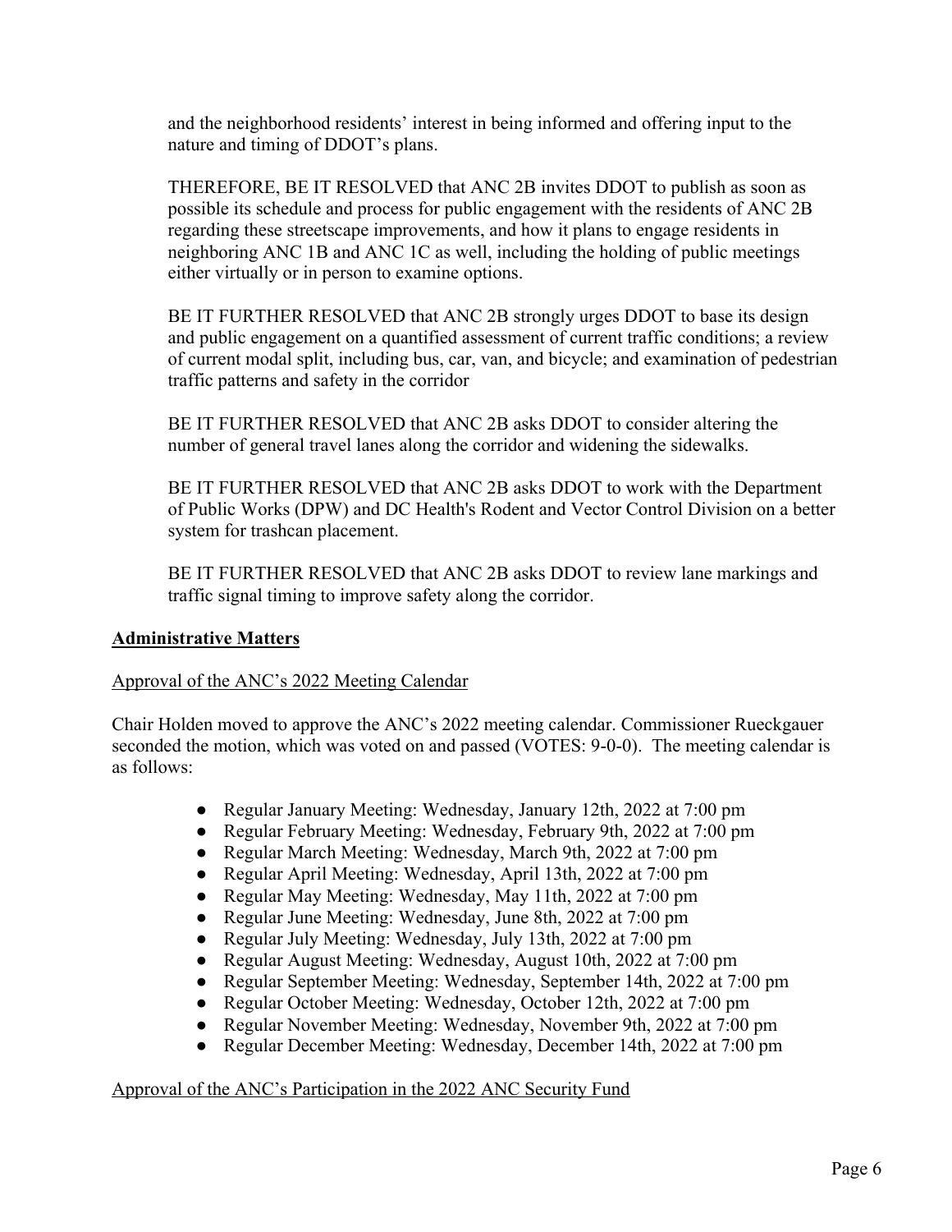and the neighborhood residents' interest in being informed and offering input to the nature and timing of DDOT's plans.

THEREFORE, BE IT RESOLVED that ANC 2B invites DDOT to publish as soon as possible its schedule and process for public engagement with the residents of ANC 2B regarding these streetscape improvements, and how it plans to engage residents in neighboring ANC 1B and ANC 1C as well, including the holding of public meetings either virtually or in person to examine options.

BE IT FURTHER RESOLVED that ANC 2B strongly urges DDOT to base its design and public engagement on a quantified assessment of current traffic conditions; a review of current modal split, including bus, car, van, and bicycle; and examination of pedestrian traffic patterns and safety in the corridor

BE IT FURTHER RESOLVED that ANC 2B asks DDOT to consider altering the number of general travel lanes along the corridor and widening the sidewalks.

BE IT FURTHER RESOLVED that ANC 2B asks DDOT to work with the Department of Public Works (DPW) and DC Health's Rodent and Vector Control Division on a better system for trashcan placement.

BE IT FURTHER RESOLVED that ANC 2B asks DDOT to review lane markings and traffic signal timing to improve safety along the corridor.

## Administrative Matters

### Approval of the ANC's 2022 Meeting Calendar

Chair Holden moved to approve the ANC's 2022 meeting calendar. Commissioner Rueckgauer seconded the motion, which was voted on and passed (VOTES: 9-0-0). The meeting calendar is as follows:

- Regular January Meeting: Wednesday, January 12th, 2022 at 7:00 pm
- Regular February Meeting: Wednesday, February 9th, 2022 at 7:00 pm
- Regular March Meeting: Wednesday, March 9th, 2022 at 7:00 pm
- Regular April Meeting: Wednesday, April 13th, 2022 at 7:00 pm
- Regular May Meeting: Wednesday, May 11th, 2022 at 7:00 pm
- Regular June Meeting: Wednesday, June 8th, 2022 at 7:00 pm
- Regular July Meeting: Wednesday, July 13th, 2022 at 7:00 pm
- Regular August Meeting: Wednesday, August 10th, 2022 at 7:00 pm
- Regular September Meeting: Wednesday, September 14th, 2022 at 7:00 pm
- Regular October Meeting: Wednesday, October 12th, 2022 at 7:00 pm
- Regular November Meeting: Wednesday, November 9th, 2022 at 7:00 pm
- Regular December Meeting: Wednesday, December 14th, 2022 at 7:00 pm

### Approval of the ANC's Participation in the 2022 ANC Security Fund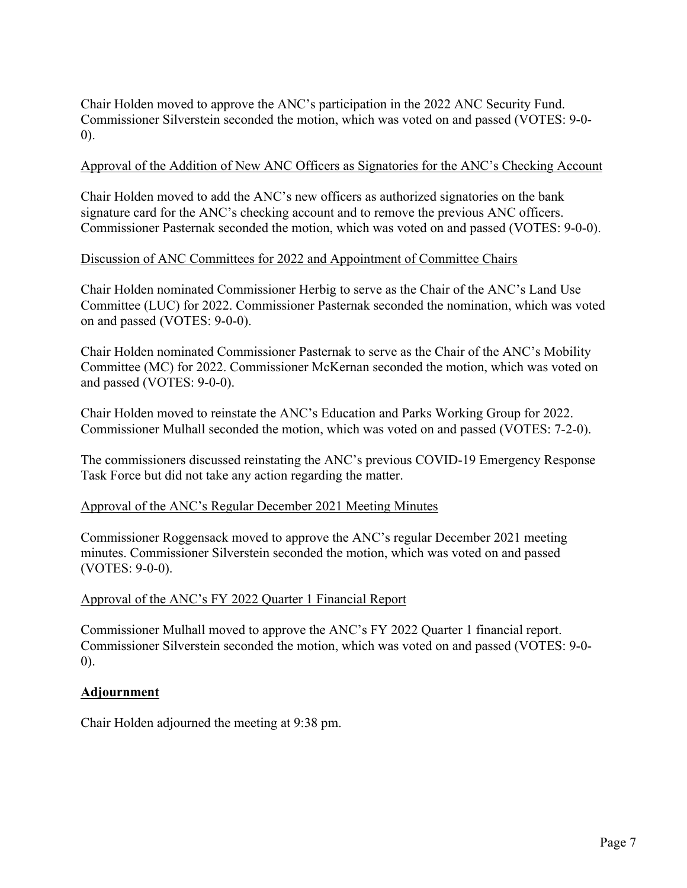Chair Holden moved to approve the ANC's participation in the 2022 ANC Security Fund. Commissioner Silverstein seconded the motion, which was voted on and passed (VOTES: 9-0-0).

<u>Approval of the Addition of New ANC Officers as Signatories for the ANC's Checking Account</u>

Chair Holden moved to add the ANC's new officers as authorized signatories on the bank signature card for the ANC's checking account and to remove the previous ANC officers. Commissioner Pasternak seconded the motion, which was voted on and passed (VOTES: 9-0-0).

<u>Discussion of ANC Committees for 2022 and Appointment of Committee Chairs</u>

Chair Holden nominated Commissioner Herbig to serve as the Chair of the ANC's Land Use Committee (LUC) for 2022. Commissioner Pasternak seconded the nomination, which was voted on and passed (VOTES: 9-0-0).

Chair Holden nominated Commissioner Pasternak to serve as the Chair of the ANC's Mobility Committee (MC) for 2022. Commissioner McKernan seconded the motion, which was voted on and passed (VOTES: 9-0-0).

Chair Holden moved to reinstate the ANC's Education and Parks Working Group for 2022. Commissioner Mulhall seconded the motion, which was voted on and passed (VOTES: 7-2-0).

The commissioners discussed reinstating the ANC's previous COVID-19 Emergency Response Task Force but did not take any action regarding the matter.

<u>Approval of the ANC's Regular December 2021 Meeting Minutes</u>

Commissioner Roggensack moved to approve the ANC's regular December 2021 meeting minutes. Commissioner Silverstein seconded the motion, which was voted on and passed (VOTES: 9-0-0).

<u>Approval of the ANC's FY 2022 Quarter 1 Financial Report</u>

Commissioner Mulhall moved to approve the ANC's FY 2022 Quarter 1 financial report. Commissioner Silverstein seconded the motion, which was voted on and passed (VOTES: 9-0-0).

**<u>Adjournment</u>**

Chair Holden adjourned the meeting at 9:38 pm.